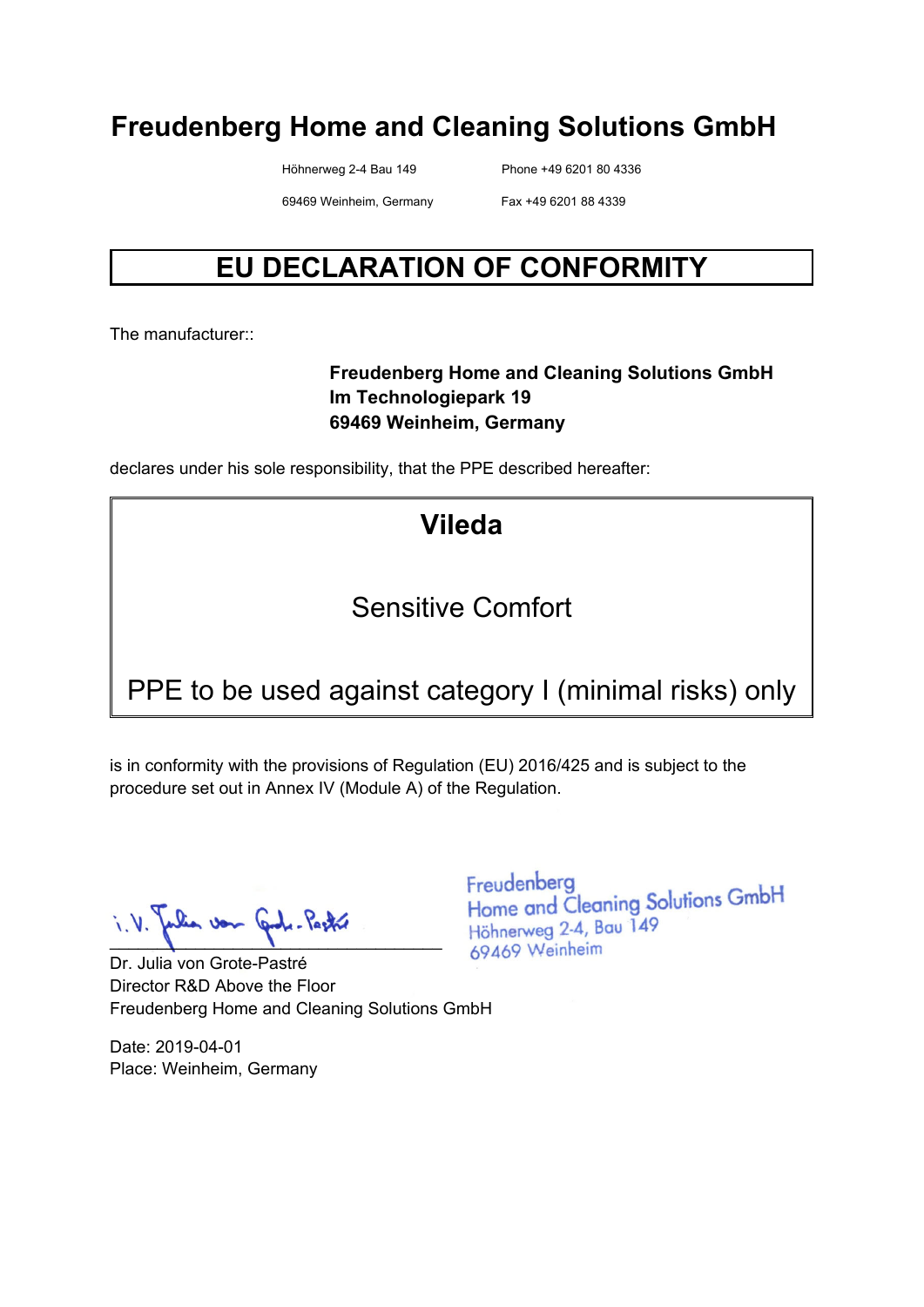# Freudenberg Home and Cleaning Solutions GmbH

Höhnerweg 2-4 Bau 149
69469 Weinheim, Germany

Phone +49 6201 80 4336
Fax +49 6201 88 4339

## EU DECLARATION OF CONFORMITY

The manufacturer::

**Freudenberg Home and Cleaning Solutions GmbH**
**Im Technologiepark 19**
**69469 Weinheim, Germany**

declares under his sole responsibility, that the PPE described hereafter:

**Vileda**

Sensitive Comfort

PPE to be used against category I (minimal risks) only

is in conformity with the provisions of Regulation (EU) 2016/425 and is subject to the procedure set out in Annex IV (Module A) of the Regulation.

i.V. Julia von Grote-Pastré

Freudenberg
Home and Cleaning Solutions GmbH
Höhnerweg 2-4, Bau 149
69469 Weinheim

Dr. Julia von Grote-Pastré
Director R&D Above the Floor
Freudenberg Home and Cleaning Solutions GmbH

Date: 2019-04-01
Place: Weinheim, Germany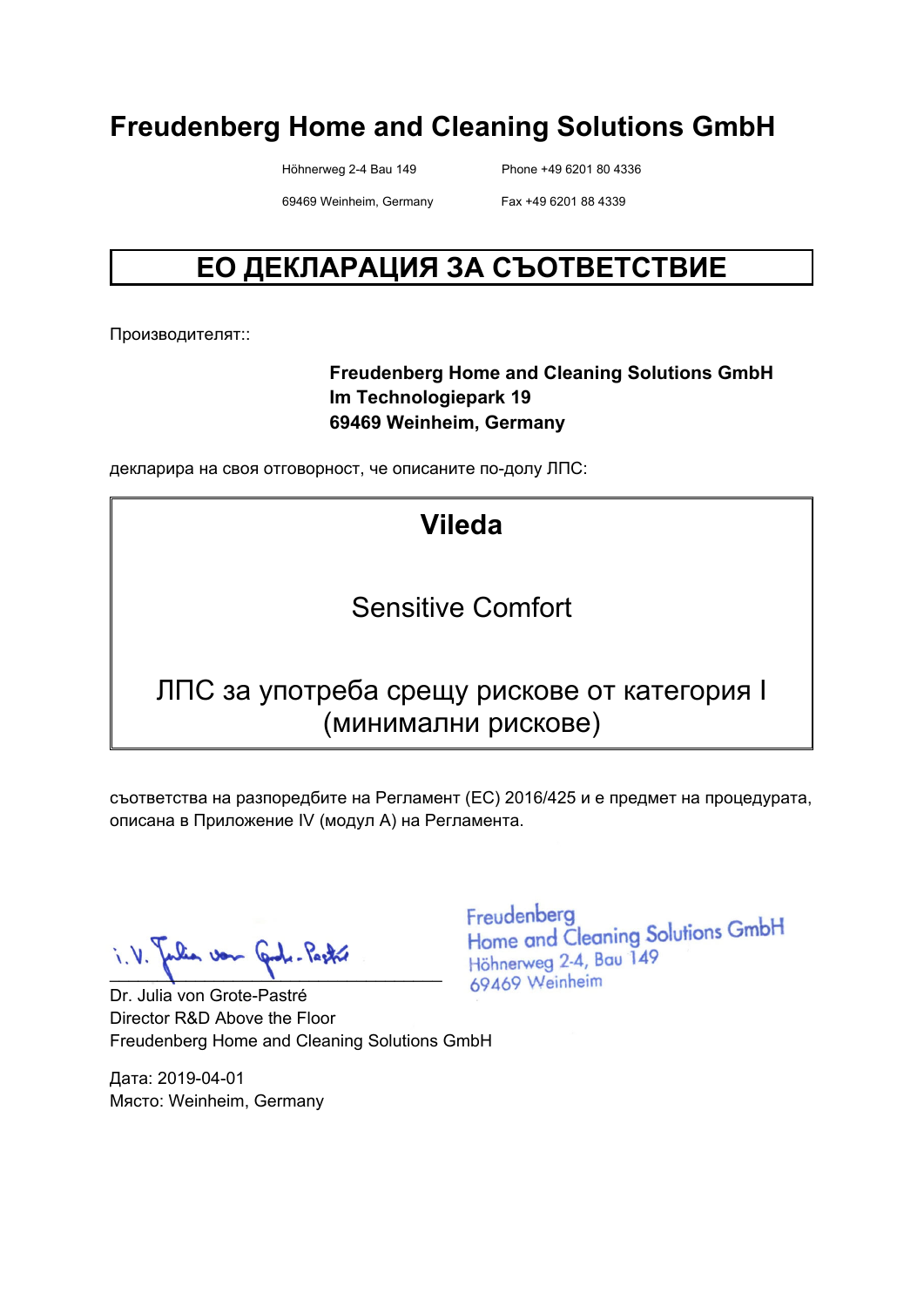# Freudenberg Home and Cleaning Solutions GmbH

Höhnerweg 2-4 Bau 149
69469 Weinheim, Germany

Phone +49 6201 80 4336
Fax +49 6201 88 4339

## ЕО ДЕКЛАРАЦИЯ ЗА СЪОТВЕТСТВИЕ

Производителят::

**Freudenberg Home and Cleaning Solutions GmbH**
**Im Technologiepark 19**
**69469 Weinheim, Germany**

декларира на своя отговорност, че описаните по-долу ЛПС:

**Vileda**

Sensitive Comfort

ЛПС за употреба срещу рискове от категория I (минимални рискове)

съответства на разпоредбите на Регламент (ЕС) 2016/425 и е предмет на процедурата, описана в Приложение IV (модул А) на Регламента.

i.V. Julia von Grote-Pastré

Dr. Julia von Grote-Pastré
Director R&D Above the Floor
Freudenberg Home and Cleaning Solutions GmbH

Freudenberg
Home and Cleaning Solutions GmbH
Höhnerweg 2-4, Bau 149
69469 Weinheim

Дата: 2019-04-01
Място: Weinheim, Germany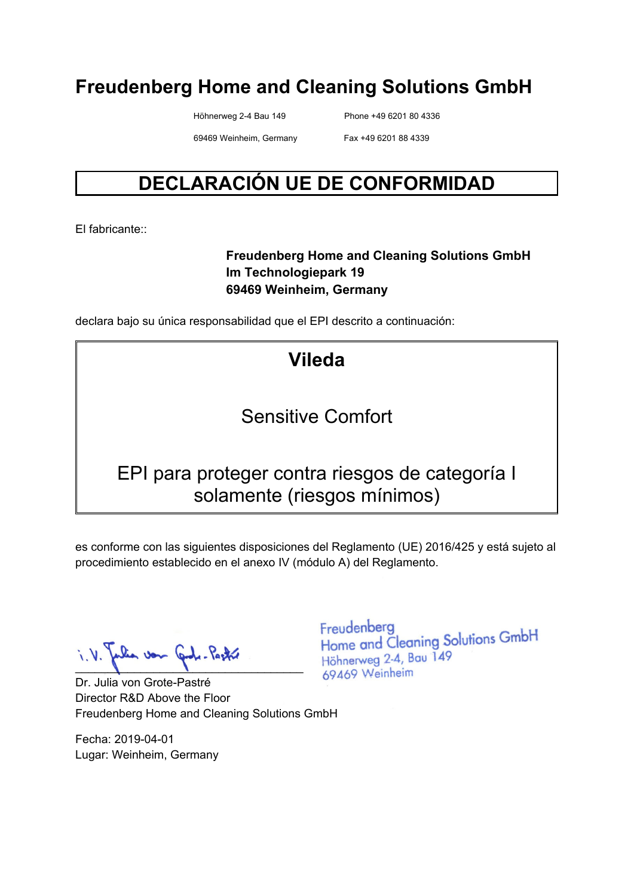# Freudenberg Home and Cleaning Solutions GmbH

Höhnerweg 2-4 Bau 149
69469 Weinheim, Germany

Phone +49 6201 80 4336
Fax +49 6201 88 4339

## DECLARACIÓN UE DE CONFORMIDAD

El fabricante::

**Freudenberg Home and Cleaning Solutions GmbH**
**Im Technologiepark 19**
**69469 Weinheim, Germany**

declara bajo su única responsabilidad que el EPI descrito a continuación:

**Vileda**

Sensitive Comfort

EPI para proteger contra riesgos de categoría I solamente (riesgos mínimos)

es conforme con las siguientes disposiciones del Reglamento (UE) 2016/425 y está sujeto al procedimiento establecido en el anexo IV (módulo A) del Reglamento.

i.V. Julia von Grote-Pastré

Freudenberg
Home and Cleaning Solutions GmbH
Höhnerweg 2-4, Bau 149
69469 Weinheim

Dr. Julia von Grote-Pastré
Director R&D Above the Floor
Freudenberg Home and Cleaning Solutions GmbH

Fecha: 2019-04-01
Lugar: Weinheim, Germany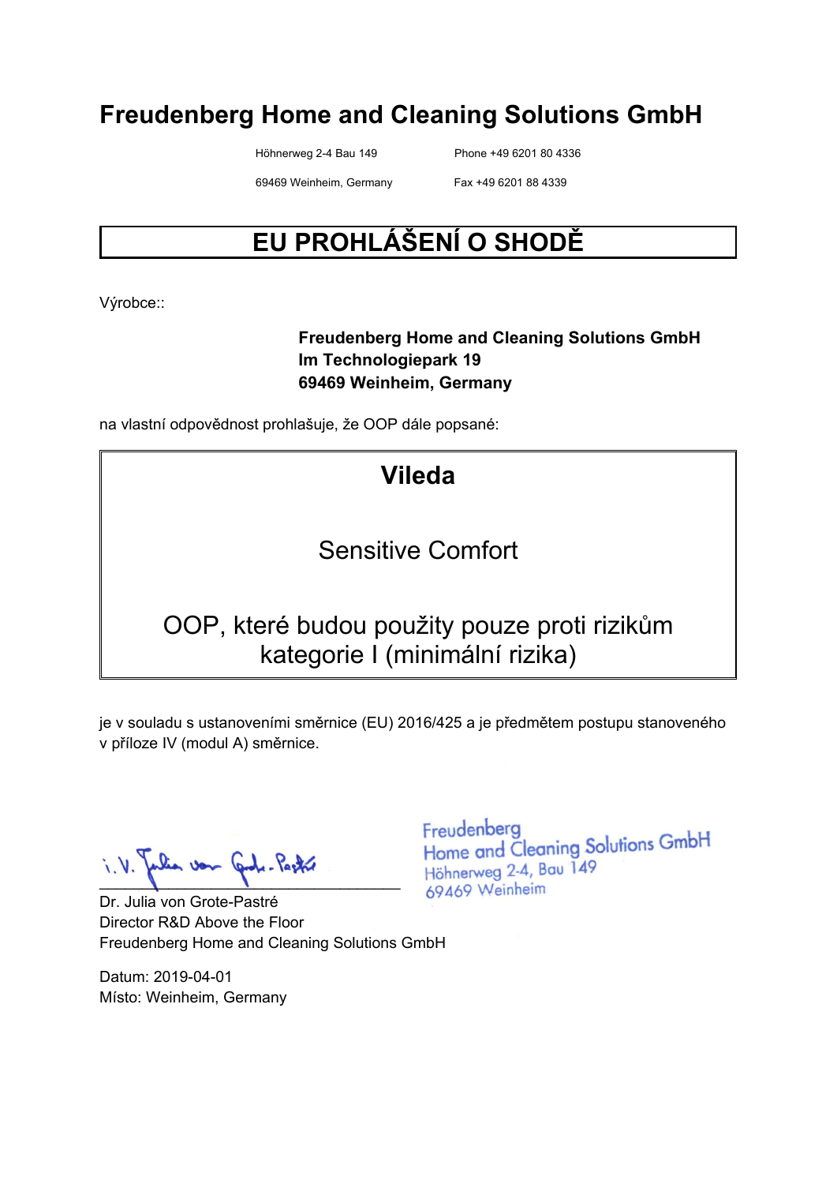# Freudenberg Home and Cleaning Solutions GmbH

Höhnerweg 2-4 Bau 149
69469 Weinheim, Germany

Phone +49 6201 80 4336
Fax +49 6201 88 4339

## EU PROHLÁŠENÍ O SHODĚ

Výrobce::

**Freudenberg Home and Cleaning Solutions GmbH**
**Im Technologiepark 19**
**69469 Weinheim, Germany**

na vlastní odpovědnost prohlašuje, že OOP dále popsané:

**Vileda**

Sensitive Comfort

OOP, které budou použity pouze proti rizikům kategorie I (minimální rizika)

je v souladu s ustanoveními směrnice (EU) 2016/425 a je předmětem postupu stanoveného v příloze IV (modul A) směrnice.

i.V. Julia von Grote-Pastré

Freudenberg
Home and Cleaning Solutions GmbH
Höhnerweg 2-4, Bau 149
69469 Weinheim

Dr. Julia von Grote-Pastré
Director R&D Above the Floor
Freudenberg Home and Cleaning Solutions GmbH

Datum: 2019-04-01
Místo: Weinheim, Germany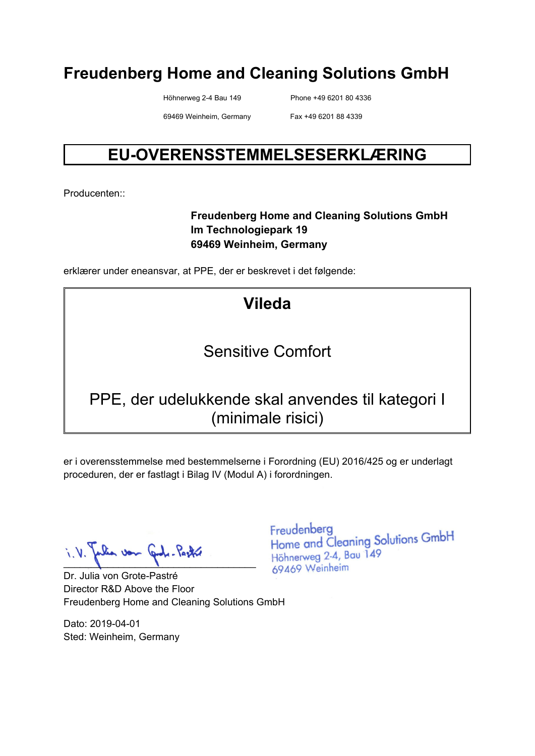# Freudenberg Home and Cleaning Solutions GmbH

Höhnerweg 2-4 Bau 149 — Phone +49 6201 80 4336

69469 Weinheim, Germany — Fax +49 6201 88 4339

## EU-OVERENSSTEMMELSESERKLÆRING

Producenten::

**Freudenberg Home and Cleaning Solutions GmbH**
**Im Technologiepark 19**
**69469 Weinheim, Germany**

erklærer under eneansvar, at PPE, der er beskrevet i det følgende:

**Vileda**

Sensitive Comfort

PPE, der udelukkende skal anvendes til kategori I (minimale risici)

er i overensstemmelse med bestemmelserne i Forordning (EU) 2016/425 og er underlagt proceduren, der er fastlagt i Bilag IV (Modul A) i forordningen.

i.V. Julia von Grote-Pastré

Freudenberg
Home and Cleaning Solutions GmbH
Höhnerweg 2-4, Bau 149
69469 Weinheim

Dr. Julia von Grote-Pastré
Director R&D Above the Floor
Freudenberg Home and Cleaning Solutions GmbH

Dato: 2019-04-01
Sted: Weinheim, Germany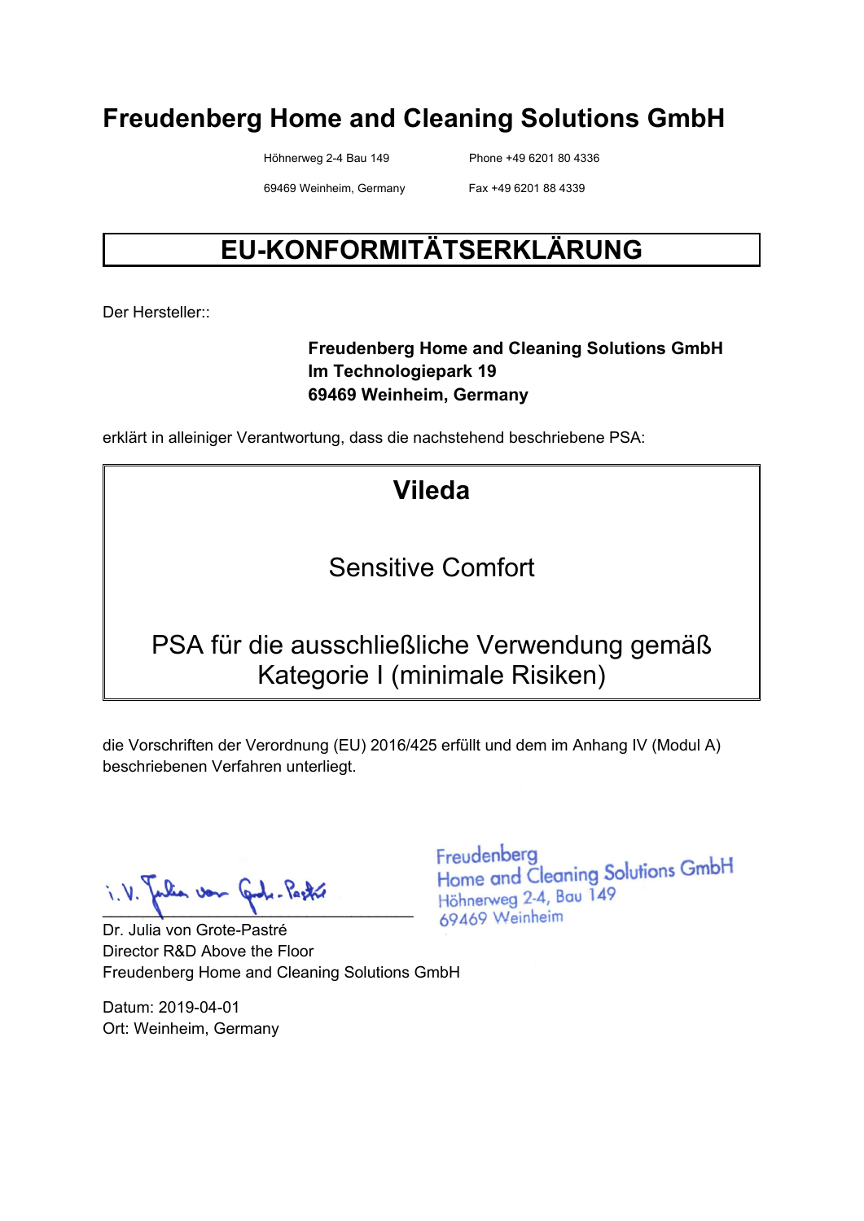# Freudenberg Home and Cleaning Solutions GmbH

Höhnerweg 2-4 Bau 149
69469 Weinheim, Germany

Phone +49 6201 80 4336
Fax +49 6201 88 4339

## EU-KONFORMITÄTSERKLÄRUNG

Der Hersteller::

**Freudenberg Home and Cleaning Solutions GmbH**
**Im Technologiepark 19**
**69469 Weinheim, Germany**

erklärt in alleiniger Verantwortung, dass die nachstehend beschriebene PSA:

**Vileda**

Sensitive Comfort

PSA für die ausschließliche Verwendung gemäß Kategorie I (minimale Risiken)

die Vorschriften der Verordnung (EU) 2016/425 erfüllt und dem im Anhang IV (Modul A) beschriebenen Verfahren unterliegt.

i.V. Julia von Grote-Pastré

Freudenberg
Home and Cleaning Solutions GmbH
Höhnerweg 2-4, Bau 149
69469 Weinheim

Dr. Julia von Grote-Pastré
Director R&D Above the Floor
Freudenberg Home and Cleaning Solutions GmbH

Datum: 2019-04-01
Ort: Weinheim, Germany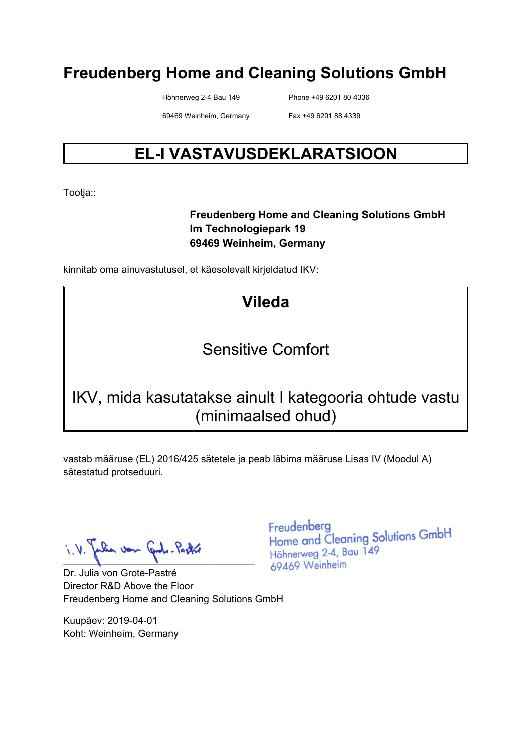# Freudenberg Home and Cleaning Solutions GmbH

Höhnerweg 2-4 Bau 149
69469 Weinheim, Germany

Phone +49 6201 80 4336
Fax +49 6201 88 4339

## EL-I VASTAVUSDEKLARATSIOON

Tootja::

**Freudenberg Home and Cleaning Solutions GmbH**
**Im Technologiepark 19**
**69469 Weinheim, Germany**

kinnitab oma ainuvastutusel, et käesolevalt kirjeldatud IKV:

**Vileda**

Sensitive Comfort

IKV, mida kasutatakse ainult I kategooria ohtude vastu (minimaalsed ohud)

vastab määruse (EL) 2016/425 sätetele ja peab läbima määruse Lisas IV (Moodul A) sätestatud protseduuri.

i.V. Julia von Grote-Pastré

Freudenberg
Home and Cleaning Solutions GmbH
Höhnerweg 2-4, Bau 149
69469 Weinheim

Dr. Julia von Grote-Pastré
Director R&D Above the Floor
Freudenberg Home and Cleaning Solutions GmbH

Kuupäev: 2019-04-01
Koht: Weinheim, Germany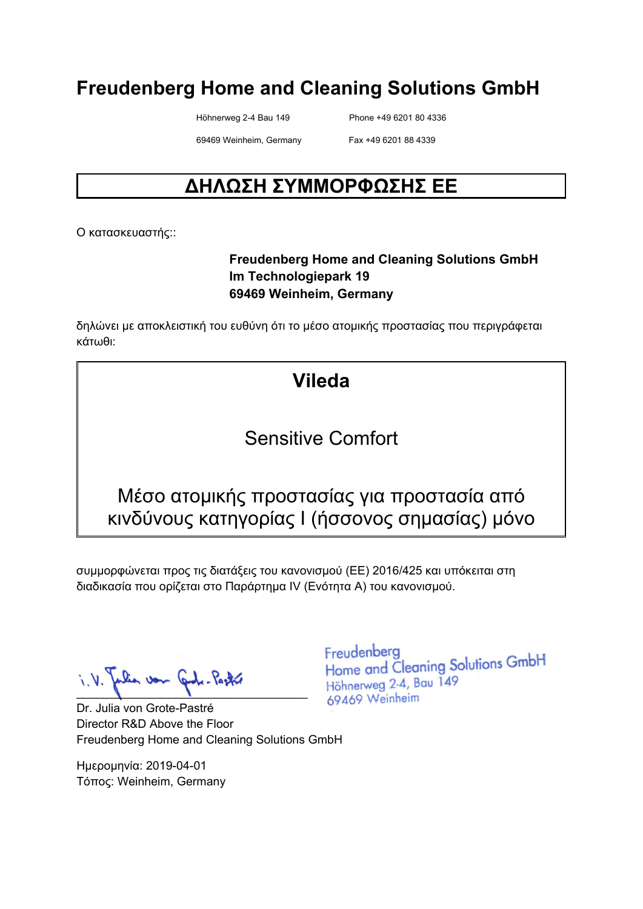# Freudenberg Home and Cleaning Solutions GmbH

Höhnerweg 2-4 Bau 149
69469 Weinheim, Germany

Phone +49 6201 80 4336
Fax +49 6201 88 4339

## ΔΗΛΩΣΗ ΣΥΜΜΟΡΦΩΣΗΣ ΕΕ

Ο κατασκευαστής::

**Freudenberg Home and Cleaning Solutions GmbH**
**Im Technologiepark 19**
**69469 Weinheim, Germany**

δηλώνει με αποκλειστική του ευθύνη ότι το μέσο ατομικής προστασίας που περιγράφεται κάτωθι:

**Vileda**

Sensitive Comfort

Μέσο ατομικής προστασίας για προστασία από κινδύνους κατηγορίας Ι (ήσσονος σημασίας) μόνο

συμμορφώνεται προς τις διατάξεις του κανονισμού (ΕΕ) 2016/425 και υπόκειται στη διαδικασία που ορίζεται στο Παράρτημα IV (Ενότητα Α) του κανονισμού.

i.V. Julia von Grote-Pastré

Freudenberg
Home and Cleaning Solutions GmbH
Höhnerweg 2-4, Bau 149
69469 Weinheim

Dr. Julia von Grote-Pastré
Director R&D Above the Floor
Freudenberg Home and Cleaning Solutions GmbH

Ημερομηνία: 2019-04-01
Τόπος: Weinheim, Germany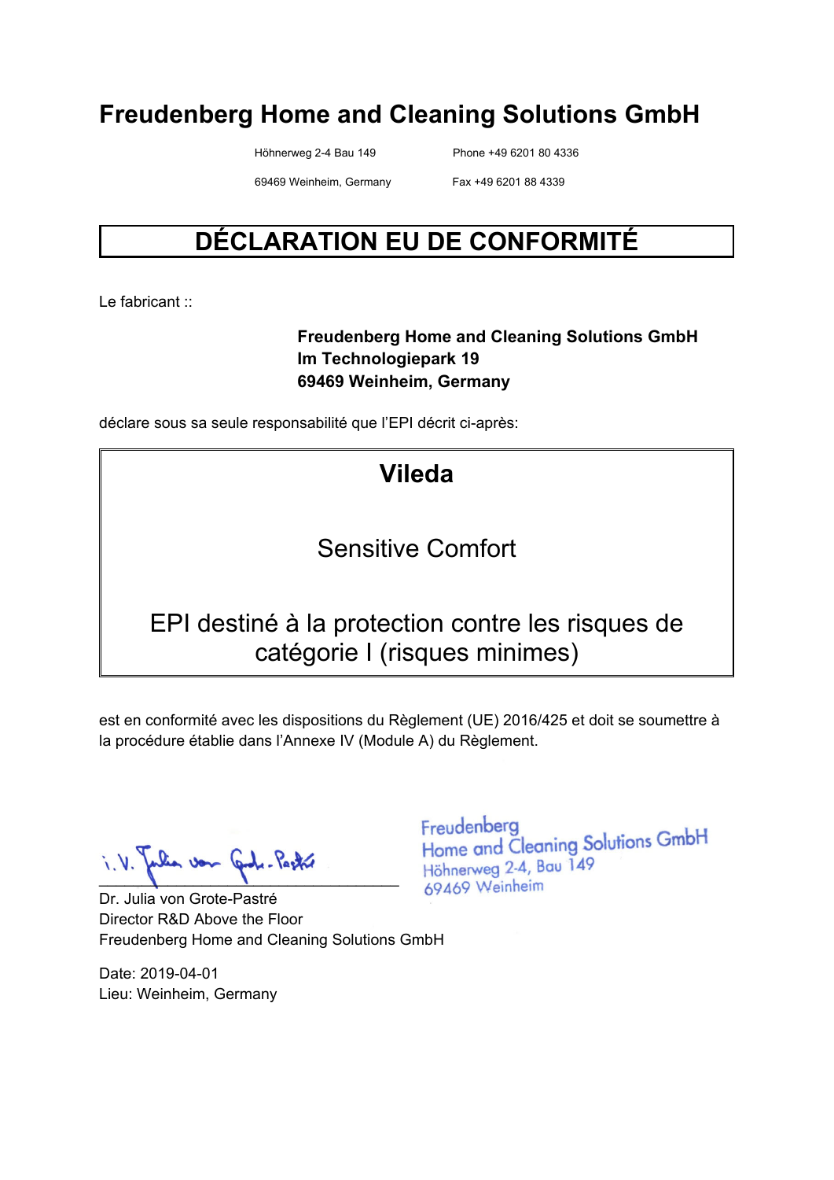# Freudenberg Home and Cleaning Solutions GmbH

Höhnerweg 2-4 Bau 149
69469 Weinheim, Germany

Phone +49 6201 80 4336
Fax +49 6201 88 4339

## DÉCLARATION EU DE CONFORMITÉ

Le fabricant ::

**Freudenberg Home and Cleaning Solutions GmbH**
**Im Technologiepark 19**
**69469 Weinheim, Germany**

déclare sous sa seule responsabilité que l'EPI décrit ci-après:

**Vileda**

Sensitive Comfort

EPI destiné à la protection contre les risques de catégorie I (risques minimes)

est en conformité avec les dispositions du Règlement (UE) 2016/425 et doit se soumettre à la procédure établie dans l'Annexe IV (Module A) du Règlement.

i.V. Julia von Grote-Pastré

Freudenberg
Home and Cleaning Solutions GmbH
Höhnerweg 2-4, Bau 149
69469 Weinheim

Dr. Julia von Grote-Pastré
Director R&D Above the Floor
Freudenberg Home and Cleaning Solutions GmbH

Date: 2019-04-01
Lieu: Weinheim, Germany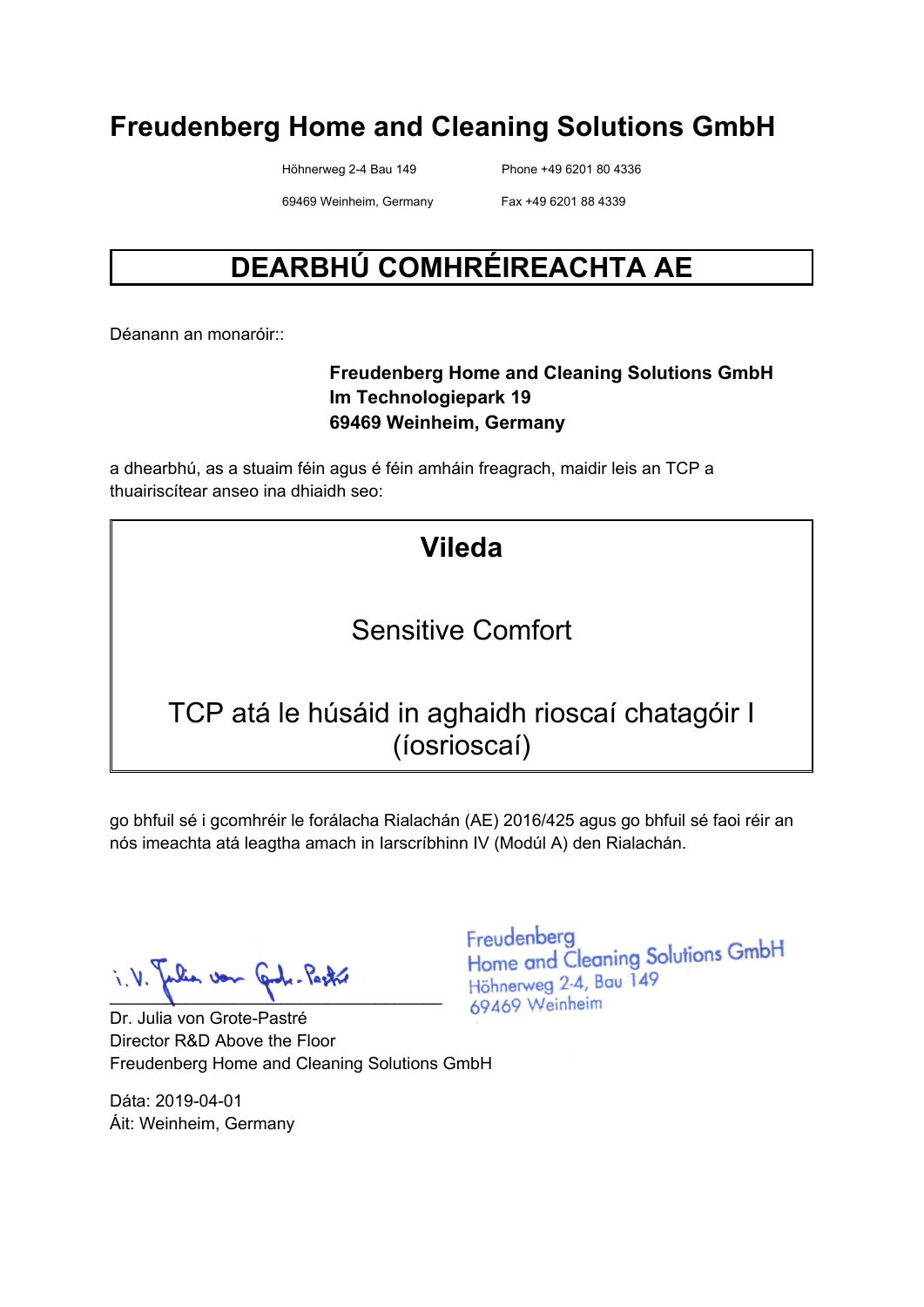# Freudenberg Home and Cleaning Solutions GmbH

Höhnerweg 2-4 Bau 149
69469 Weinheim, Germany

Phone +49 6201 80 4336
Fax +49 6201 88 4339

## DEARBHÚ COMHRÉIREACHTA AE

Déanann an monaróir::

**Freudenberg Home and Cleaning Solutions GmbH**
**Im Technologiepark 19**
**69469 Weinheim, Germany**

a dhearbhú, as a stuaim féin agus é féin amháin freagrach, maidir leis an TCP a thuairiscítear anseo ina dhiaidh seo:

**Vileda**

Sensitive Comfort

TCP atá le húsáid in aghaidh rioscaí chatagóir I (íosrioscaí)

go bhfuil sé i gcomhréir le forálacha Rialachán (AE) 2016/425 agus go bhfuil sé faoi réir an nós imeachta atá leagtha amach in Iarscríbhinn IV (Modúl A) den Rialachán.

i.V. Julia von Grote-Pastré

Freudenberg
Home and Cleaning Solutions GmbH
Höhnerweg 2-4, Bau 149
69469 Weinheim

Dr. Julia von Grote-Pastré
Director R&D Above the Floor
Freudenberg Home and Cleaning Solutions GmbH

Dáta: 2019-04-01
Áit: Weinheim, Germany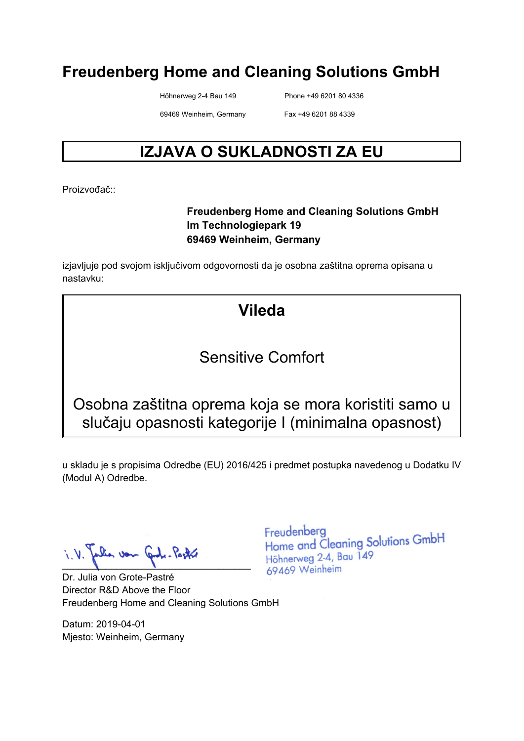# Freudenberg Home and Cleaning Solutions GmbH

Höhnerweg 2-4 Bau 149
69469 Weinheim, Germany

Phone +49 6201 80 4336
Fax +49 6201 88 4339

## IZJAVA O SUKLADNOSTI ZA EU

Proizvođač::

**Freudenberg Home and Cleaning Solutions GmbH**
**Im Technologiepark 19**
**69469 Weinheim, Germany**

izjavljuje pod svojom isključivom odgovornosti da je osobna zaštitna oprema opisana u nastavku:

**Vileda**

Sensitive Comfort

Osobna zaštitna oprema koja se mora koristiti samo u slučaju opasnosti kategorije I (minimalna opasnost)

u skladu je s propisima Odredbe (EU) 2016/425 i predmet postupka navedenog u Dodatku IV (Modul A) Odredbe.

i.V. Julia von Grote-Pastré

Freudenberg
Home and Cleaning Solutions GmbH
Höhnerweg 2-4, Bau 149
69469 Weinheim

Dr. Julia von Grote-Pastré
Director R&D Above the Floor
Freudenberg Home and Cleaning Solutions GmbH

Datum: 2019-04-01
Mjesto: Weinheim, Germany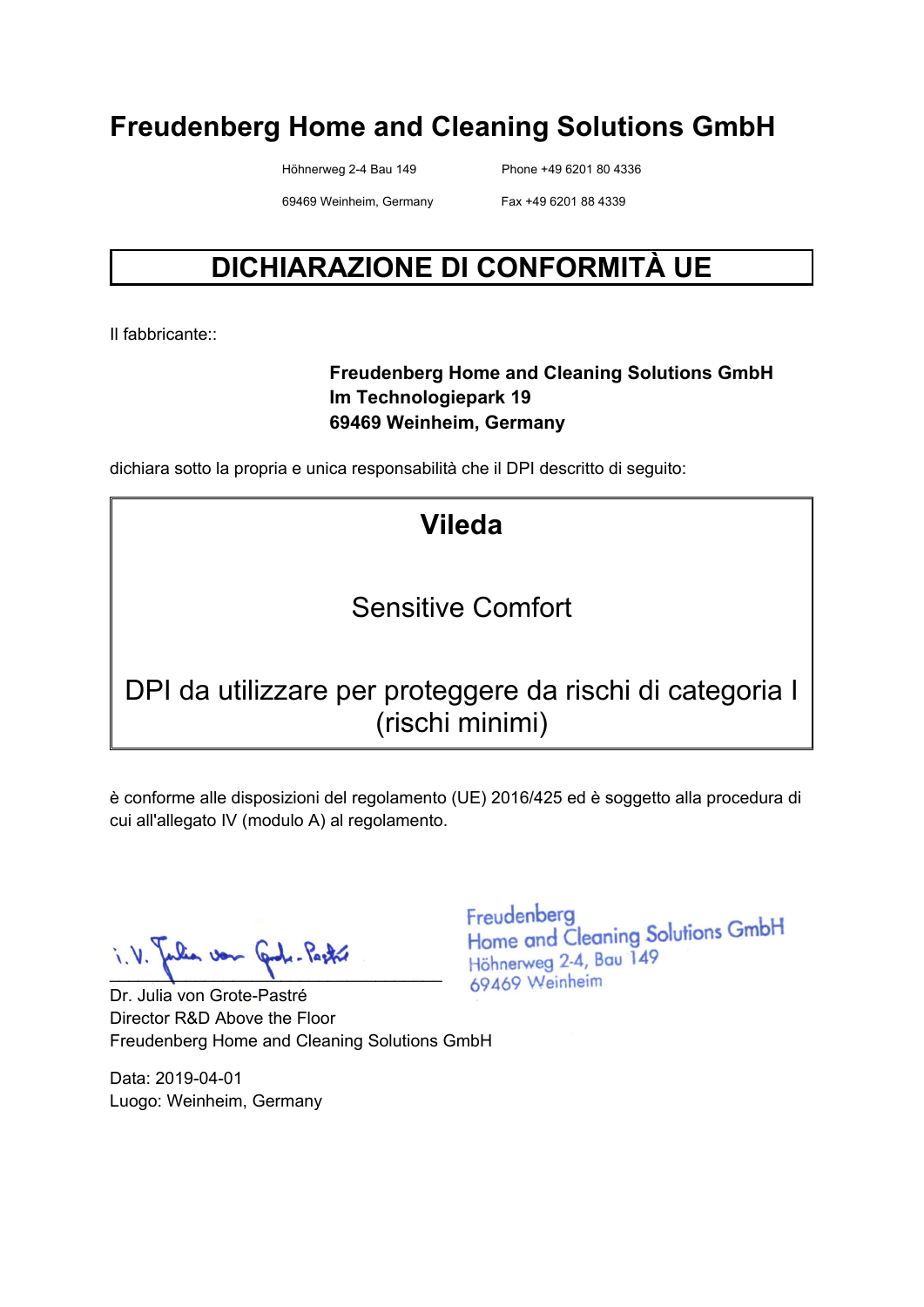# Freudenberg Home and Cleaning Solutions GmbH

Höhnerweg 2-4 Bau 149
69469 Weinheim, Germany

Phone +49 6201 80 4336
Fax +49 6201 88 4339

## DICHIARAZIONE DI CONFORMITÀ UE

Il fabbricante::

**Freudenberg Home and Cleaning Solutions GmbH**
**Im Technologiepark 19**
**69469 Weinheim, Germany**

dichiara sotto la propria e unica responsabilità che il DPI descritto di seguito:

**Vileda**

Sensitive Comfort

DPI da utilizzare per proteggere da rischi di categoria I (rischi minimi)

è conforme alle disposizioni del regolamento (UE) 2016/425 ed è soggetto alla procedura di cui all'allegato IV (modulo A) al regolamento.

i.V. Julia von Grote-Pastré

Freudenberg
Home and Cleaning Solutions GmbH
Höhnerweg 2-4, Bau 149
69469 Weinheim

Dr. Julia von Grote-Pastré
Director R&D Above the Floor
Freudenberg Home and Cleaning Solutions GmbH

Data: 2019-04-01
Luogo: Weinheim, Germany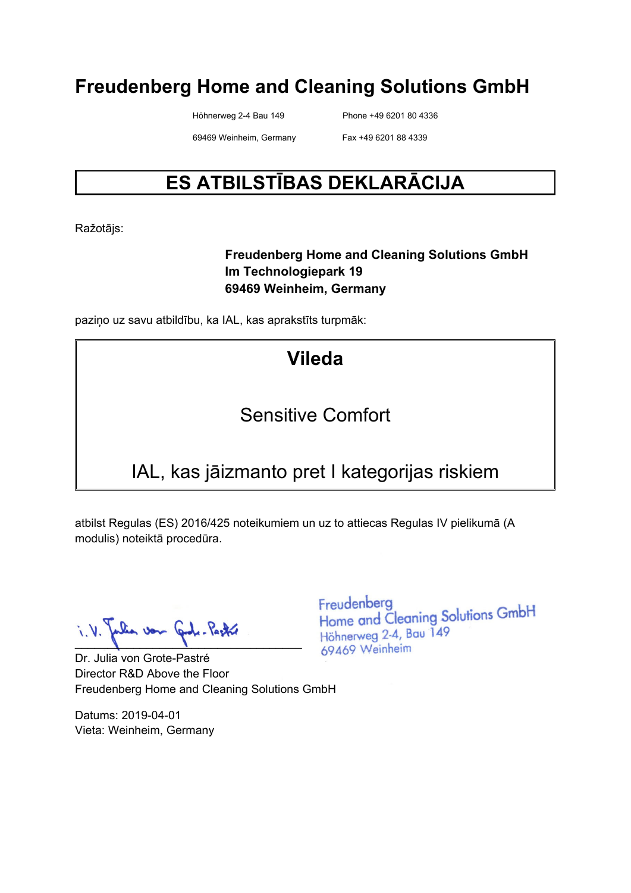# Freudenberg Home and Cleaning Solutions GmbH

Höhnerweg 2-4 Bau 149 | Phone +49 6201 80 4336

69469 Weinheim, Germany | Fax +49 6201 88 4339

## ES ATBILSTĪBAS DEKLARĀCIJA

Ražotājs:

**Freudenberg Home and Cleaning Solutions GmbH**
**Im Technologiepark 19**
**69469 Weinheim, Germany**

paziņo uz savu atbildību, ka IAL, kas aprakstīts turpmāk:

**Vileda**

Sensitive Comfort

IAL, kas jāizmanto pret I kategorijas riskiem

atbilst Regulas (ES) 2016/425 noteikumiem un uz to attiecas Regulas IV pielikumā (A modulis) noteiktā procedūra.

i. V. Julia von Grote-Pastré

Freudenberg
Home and Cleaning Solutions GmbH
Höhnerweg 2-4, Bau 149
69469 Weinheim

Dr. Julia von Grote-Pastré
Director R&D Above the Floor
Freudenberg Home and Cleaning Solutions GmbH

Datums: 2019-04-01
Vieta: Weinheim, Germany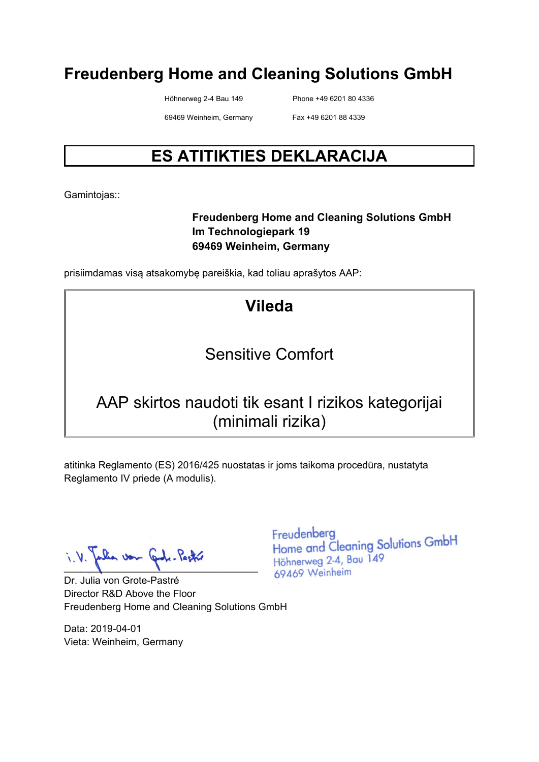# Freudenberg Home and Cleaning Solutions GmbH

Höhnerweg 2-4 Bau 149  
69469 Weinheim, Germany

Phone +49 6201 80 4336  
Fax +49 6201 88 4339

## ES ATITIKTIES DEKLARACIJA

Gamintojas::

**Freudenberg Home and Cleaning Solutions GmbH**  
**Im Technologiepark 19**  
**69469 Weinheim, Germany**

prisiimdamas visą atsakomybę pareiškia, kad toliau aprašytos AAP:

**Vileda**

Sensitive Comfort

AAP skirtos naudoti tik esant I rizikos kategorijai (minimali rizika)

atitinka Reglamento (ES) 2016/425 nuostatas ir joms taikoma procedūra, nustatyta Reglamento IV priede (A modulis).

i.V. Julia von Grote-Pastré

Freudenberg  
Home and Cleaning Solutions GmbH  
Höhnerweg 2-4, Bau 149  
69469 Weinheim

Dr. Julia von Grote-Pastré  
Director R&D Above the Floor  
Freudenberg Home and Cleaning Solutions GmbH

Data: 2019-04-01  
Vieta: Weinheim, Germany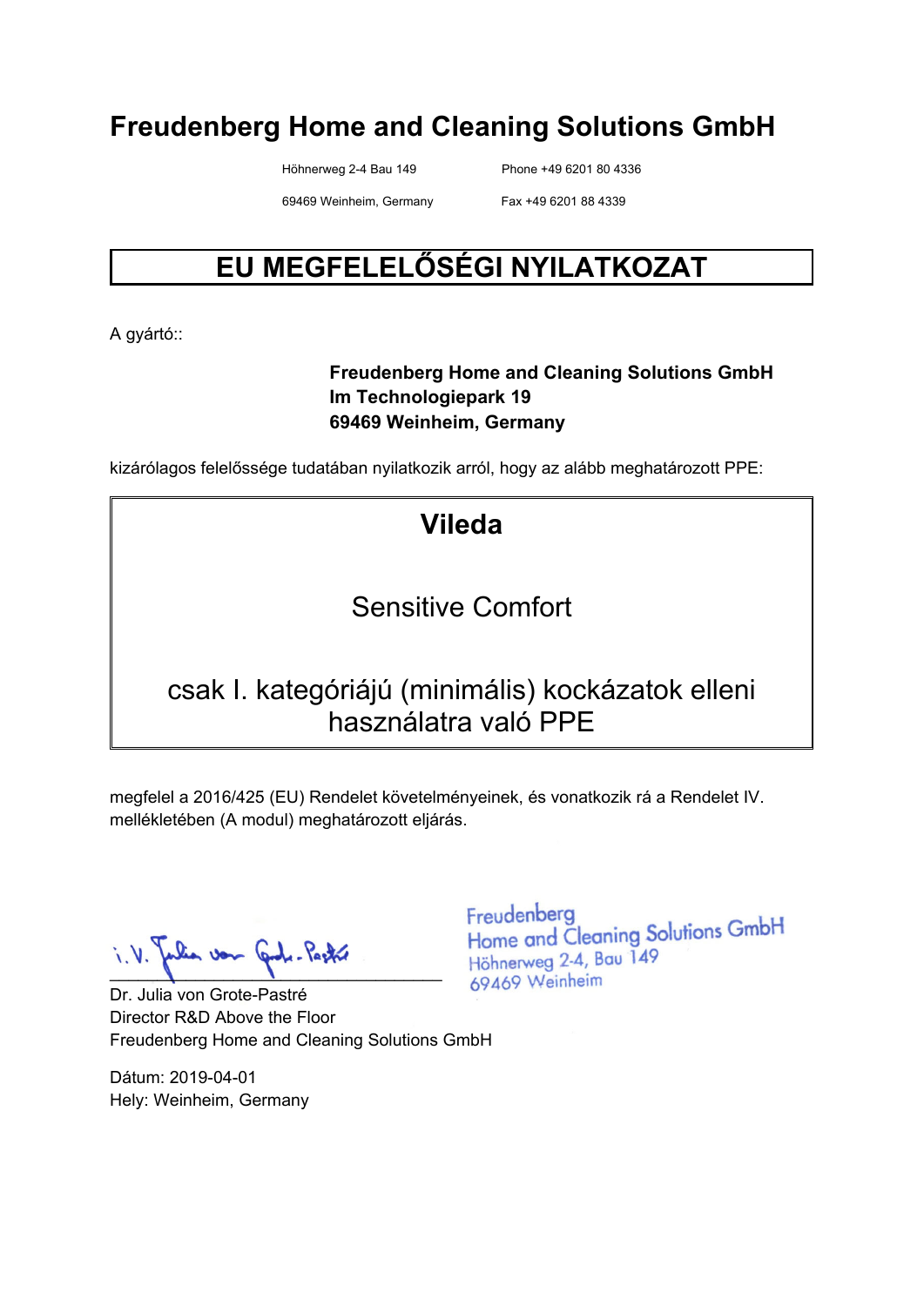# Freudenberg Home and Cleaning Solutions GmbH

Höhnerweg 2-4 Bau 149
69469 Weinheim, Germany

Phone +49 6201 80 4336
Fax +49 6201 88 4339

## EU MEGFELELŐSÉGI NYILATKOZAT

A gyártó::

**Freudenberg Home and Cleaning Solutions GmbH**
**Im Technologiepark 19**
**69469 Weinheim, Germany**

kizárólagos felelőssége tudatában nyilatkozik arról, hogy az alább meghatározott PPE:

**Vileda**

Sensitive Comfort

csak I. kategóriájú (minimális) kockázatok elleni használatra való PPE

megfelel a 2016/425 (EU) Rendelet követelményeinek, és vonatkozik rá a Rendelet IV. mellékletében (A modul) meghatározott eljárás.

i.V. Julia von Grote-Pastré

Dr. Julia von Grote-Pastré
Director R&D Above the Floor
Freudenberg Home and Cleaning Solutions GmbH

Freudenberg
Home and Cleaning Solutions GmbH
Höhnerweg 2-4, Bau 149
69469 Weinheim

Dátum: 2019-04-01
Hely: Weinheim, Germany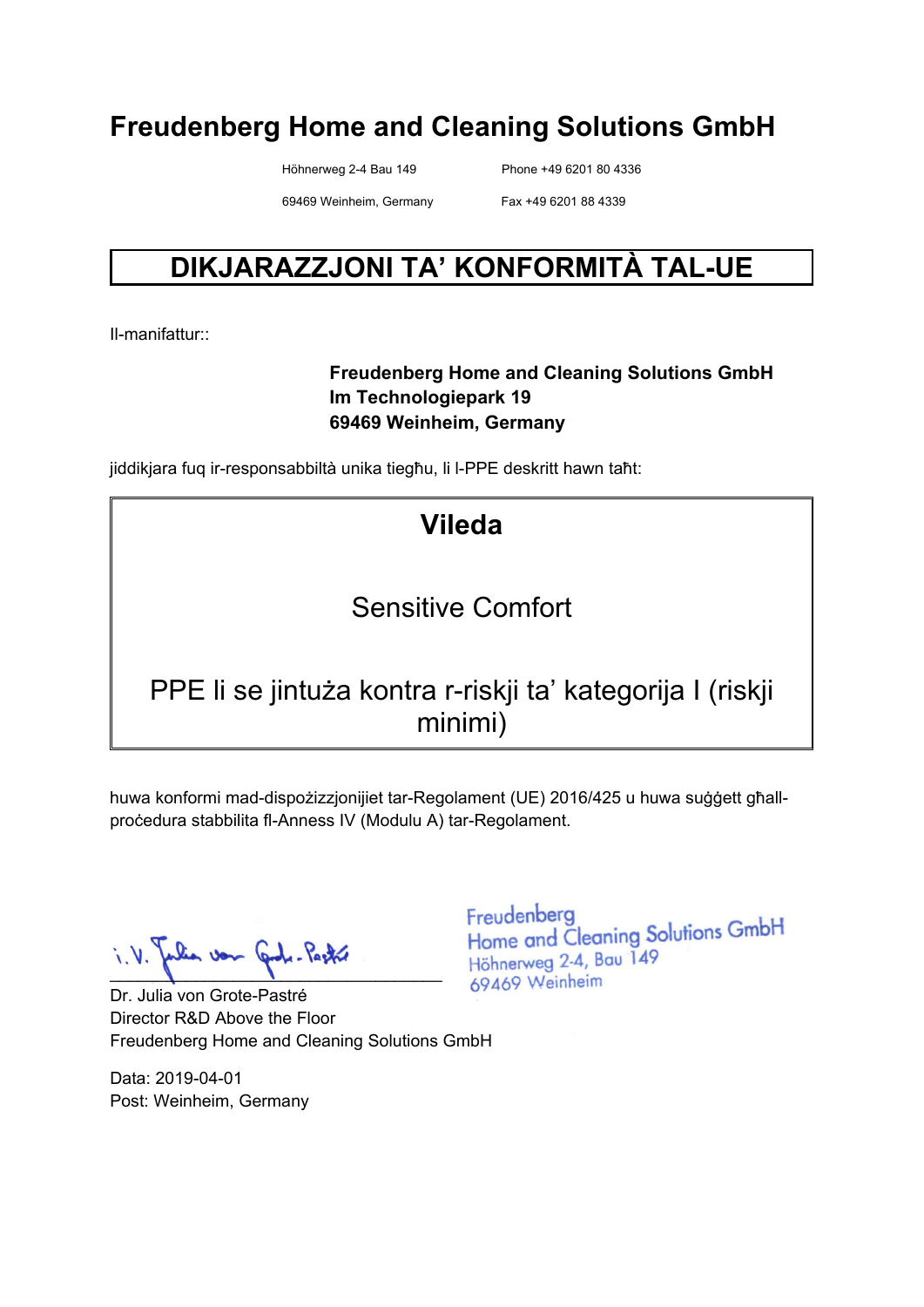# Freudenberg Home and Cleaning Solutions GmbH

Höhnerweg 2-4 Bau 149  
69469 Weinheim, Germany

Phone +49 6201 80 4336  
Fax +49 6201 88 4339

## DIKJARAZZJONI TA' KONFORMITÀ TAL-UE

Il-manifattur::

**Freudenberg Home and Cleaning Solutions GmbH**  
**Im Technologiepark 19**  
**69469 Weinheim, Germany**

jiddikjara fuq ir-responsabbiltà unika tiegħu, li l-PPE deskritt hawn taħt:

**Vileda**

Sensitive Comfort

PPE li se jintuża kontra r-riskji ta' kategorija I (riskji minimi)

huwa konformi mad-dispożizzjonijiet tar-Regolament (UE) 2016/425 u huwa suġġett għall-proċedura stabbilita fl-Anness IV (Modulu A) tar-Regolament.

i.V. Julia von Grote-Pastré

Freudenberg  
Home and Cleaning Solutions GmbH  
Höhnerweg 2-4, Bau 149  
69469 Weinheim

Dr. Julia von Grote-Pastré  
Director R&D Above the Floor  
Freudenberg Home and Cleaning Solutions GmbH

Data: 2019-04-01  
Post: Weinheim, Germany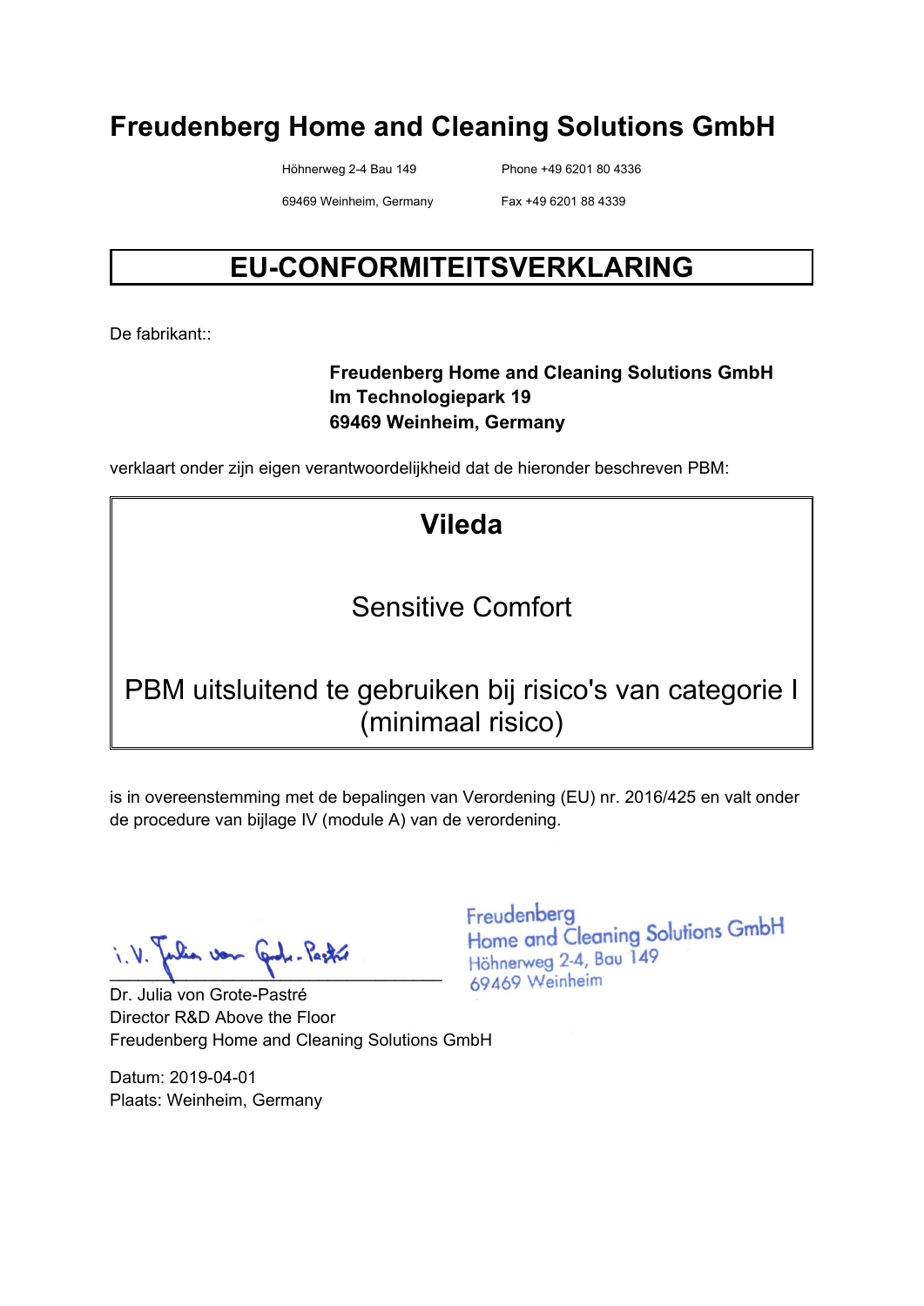# Freudenberg Home and Cleaning Solutions GmbH

Höhnerweg 2-4 Bau 149  
69469 Weinheim, Germany

Phone +49 6201 80 4336  
Fax +49 6201 88 4339

## EU-CONFORMITEITSVERKLARING

De fabrikant::

**Freudenberg Home and Cleaning Solutions GmbH**  
**Im Technologiepark 19**  
**69469 Weinheim, Germany**

verklaart onder zijn eigen verantwoordelijkheid dat de hieronder beschreven PBM:

**Vileda**

Sensitive Comfort

PBM uitsluitend te gebruiken bij risico's van categorie I (minimaal risico)

is in overeenstemming met de bepalingen van Verordening (EU) nr. 2016/425 en valt onder de procedure van bijlage IV (module A) van de verordening.

i. V. Julia von Grote-Pastré

Dr. Julia von Grote-Pastré  
Director R&D Above the Floor  
Freudenberg Home and Cleaning Solutions GmbH

Freudenberg  
Home and Cleaning Solutions GmbH  
Höhnerweg 2-4, Bau 149  
69469 Weinheim

Datum: 2019-04-01  
Plaats: Weinheim, Germany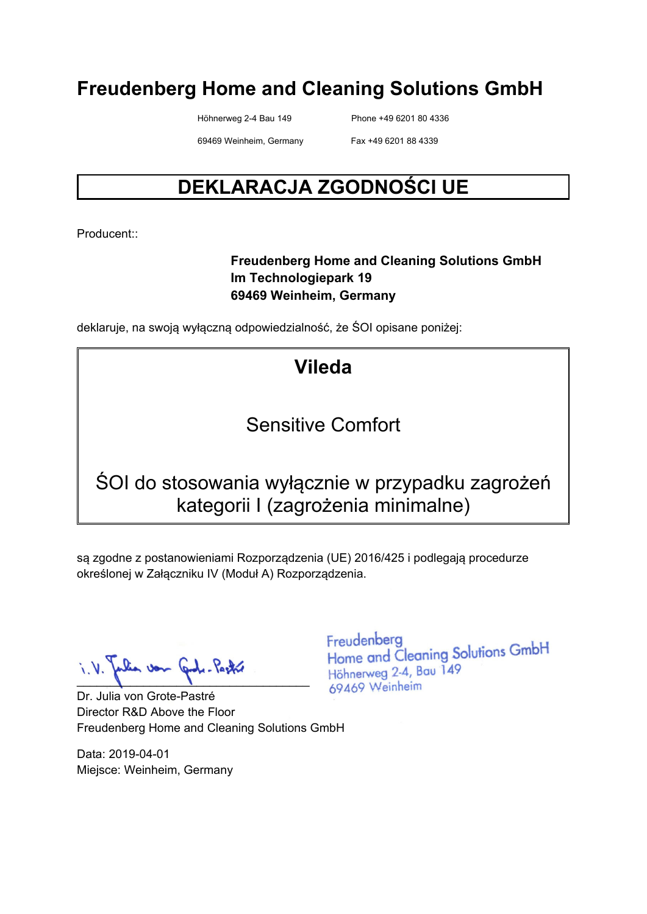# Freudenberg Home and Cleaning Solutions GmbH

Höhnerweg 2-4 Bau 149
69469 Weinheim, Germany

Phone +49 6201 80 4336
Fax +49 6201 88 4339

## DEKLARACJA ZGODNOŚCI UE

Producent::

**Freudenberg Home and Cleaning Solutions GmbH**
**Im Technologiepark 19**
**69469 Weinheim, Germany**

deklaruje, na swoją wyłączną odpowiedzialność, że ŚOI opisane poniżej:

**Vileda**

Sensitive Comfort

ŚOI do stosowania wyłącznie w przypadku zagrożeń kategorii I (zagrożenia minimalne)

są zgodne z postanowieniami Rozporządzenia (UE) 2016/425 i podlegają procedurze określonej w Załączniku IV (Moduł A) Rozporządzenia.

i.V. Julia von Grote-Pastré

Freudenberg
Home and Cleaning Solutions GmbH
Höhnerweg 2-4, Bau 149
69469 Weinheim

Dr. Julia von Grote-Pastré
Director R&D Above the Floor
Freudenberg Home and Cleaning Solutions GmbH

Data: 2019-04-01
Miejsce: Weinheim, Germany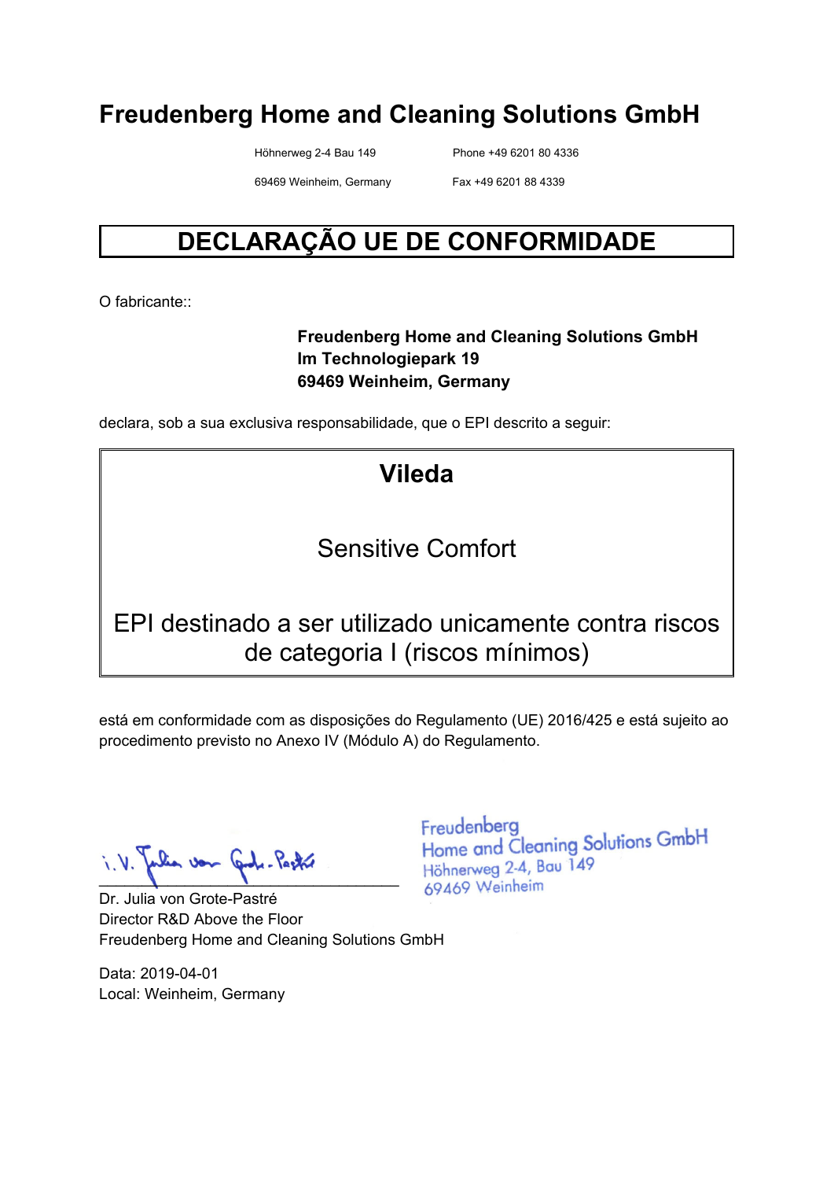# Freudenberg Home and Cleaning Solutions GmbH

Höhnerweg 2-4 Bau 149
69469 Weinheim, Germany

Phone +49 6201 80 4336
Fax +49 6201 88 4339

## DECLARAÇÃO UE DE CONFORMIDADE

O fabricante::

**Freudenberg Home and Cleaning Solutions GmbH**
**Im Technologiepark 19**
**69469 Weinheim, Germany**

declara, sob a sua exclusiva responsabilidade, que o EPI descrito a seguir:

**Vileda**

Sensitive Comfort

EPI destinado a ser utilizado unicamente contra riscos de categoria I (riscos mínimos)

está em conformidade com as disposições do Regulamento (UE) 2016/425 e está sujeito ao procedimento previsto no Anexo IV (Módulo A) do Regulamento.

i. V. Julia von Grote-Pastré

Freudenberg
Home and Cleaning Solutions GmbH
Höhnerweg 2-4, Bau 149
69469 Weinheim

Dr. Julia von Grote-Pastré
Director R&D Above the Floor
Freudenberg Home and Cleaning Solutions GmbH

Data: 2019-04-01
Local: Weinheim, Germany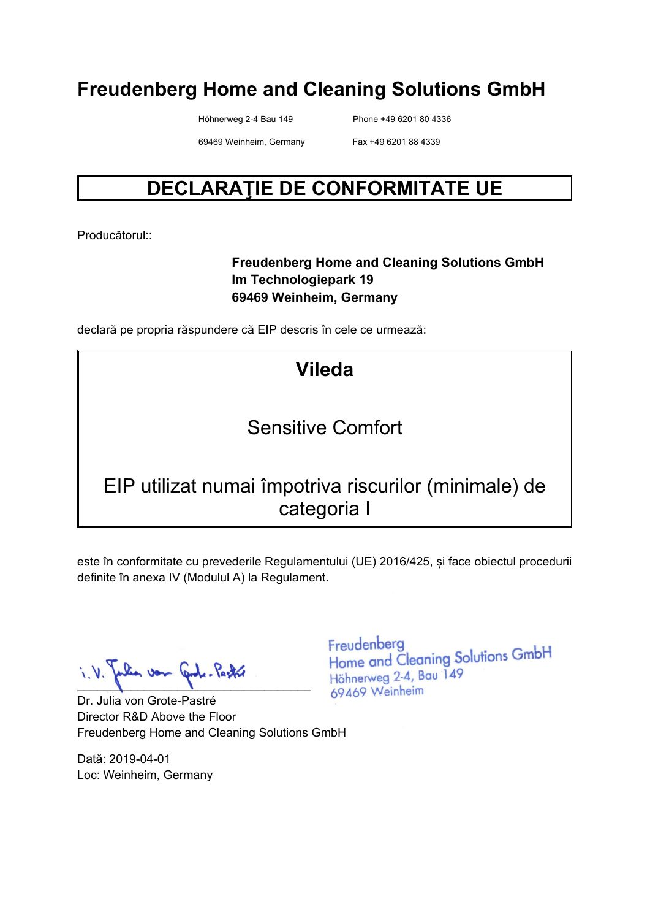# Freudenberg Home and Cleaning Solutions GmbH

Höhnerweg 2-4 Bau 149

69469 Weinheim, Germany

Phone +49 6201 80 4336

Fax +49 6201 88 4339

## DECLARAŢIE DE CONFORMITATE UE

Producătorul::

**Freudenberg Home and Cleaning Solutions GmbH**
**Im Technologiepark 19**
**69469 Weinheim, Germany**

declară pe propria răspundere că EIP descris în cele ce urmează:

**Vileda**

Sensitive Comfort

EIP utilizat numai împotriva riscurilor (minimale) de categoria I

este în conformitate cu prevederile Regulamentului (UE) 2016/425, și face obiectul procedurii definite în anexa IV (Modulul A) la Regulament.

i.V. Julia von Grote-Pastré

Freudenberg
Home and Cleaning Solutions GmbH
Höhnerweg 2-4, Bau 149
69469 Weinheim

Dr. Julia von Grote-Pastré
Director R&D Above the Floor
Freudenberg Home and Cleaning Solutions GmbH

Dată: 2019-04-01
Loc: Weinheim, Germany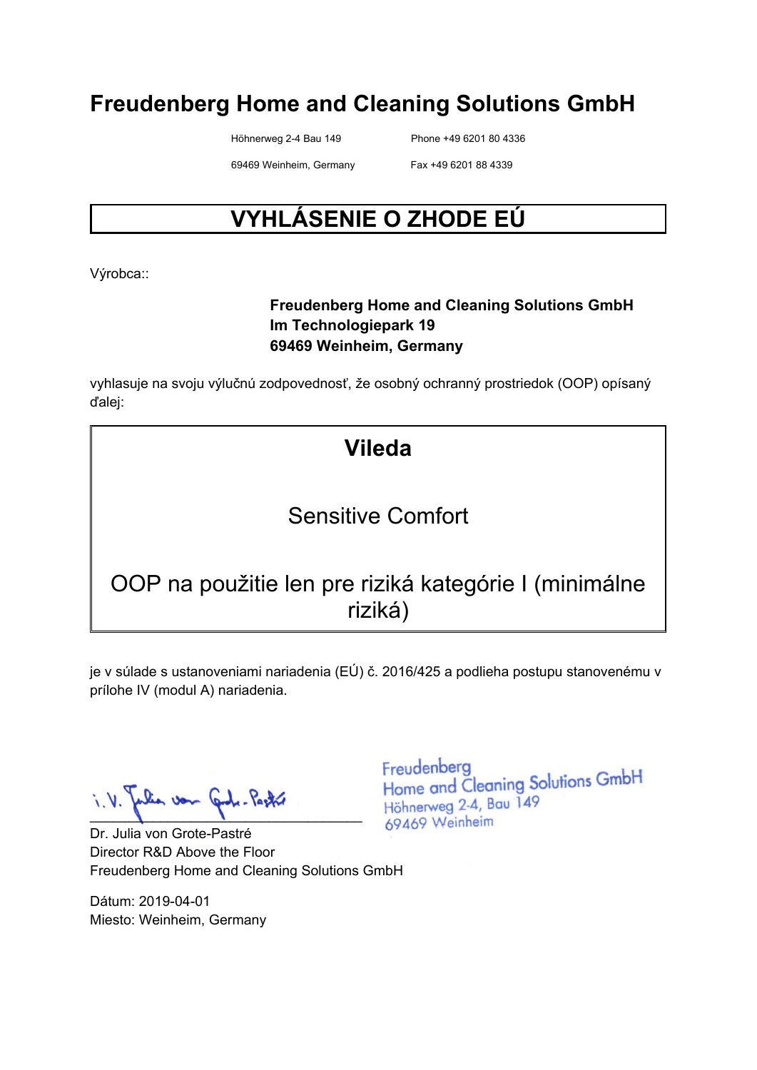# Freudenberg Home and Cleaning Solutions GmbH

Höhnerweg 2-4 Bau 149
69469 Weinheim, Germany

Phone +49 6201 80 4336
Fax +49 6201 88 4339

## VYHLÁSENIE O ZHODE EÚ

Výrobca::

**Freudenberg Home and Cleaning Solutions GmbH**
**Im Technologiepark 19**
**69469 Weinheim, Germany**

vyhlasuje na svoju výlučnú zodpovednosť, že osobný ochranný prostriedok (OOP) opísaný ďalej:

**Vileda**

Sensitive Comfort

OOP na použitie len pre riziká kategórie I (minimálne riziká)

je v súlade s ustanoveniami nariadenia (EÚ) č. 2016/425 a podlieha postupu stanovenému v prílohe IV (modul A) nariadenia.

i.V. Julia von Grote-Pastré

Freudenberg
Home and Cleaning Solutions GmbH
Höhnerweg 2-4, Bau 149
69469 Weinheim

Dr. Julia von Grote-Pastré
Director R&D Above the Floor
Freudenberg Home and Cleaning Solutions GmbH

Dátum: 2019-04-01
Miesto: Weinheim, Germany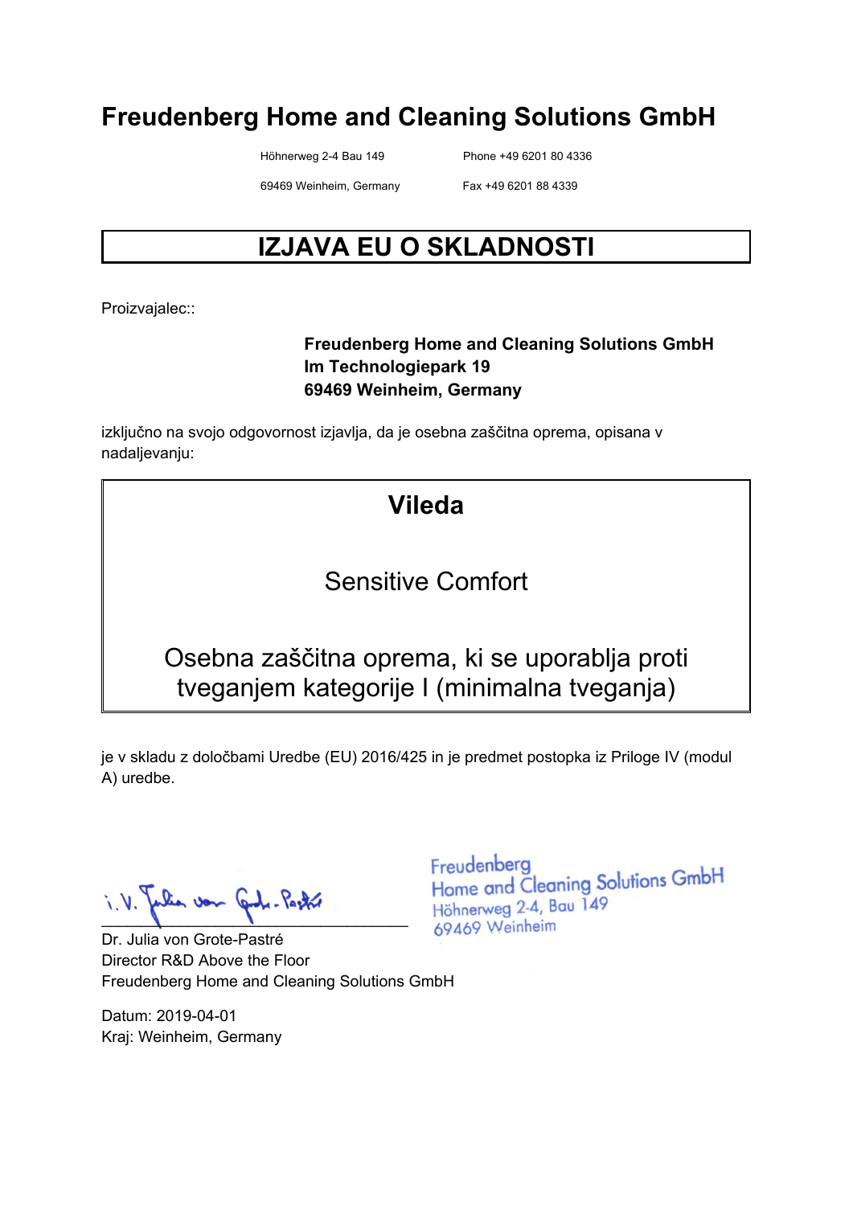# Freudenberg Home and Cleaning Solutions GmbH

Höhnerweg 2-4 Bau 149
69469 Weinheim, Germany

Phone +49 6201 80 4336
Fax +49 6201 88 4339

## IZJAVA EU O SKLADNOSTI

Proizvajalec::

**Freudenberg Home and Cleaning Solutions GmbH**
**Im Technologiepark 19**
**69469 Weinheim, Germany**

izključno na svojo odgovornost izjavlja, da je osebna zaščitna oprema, opisana v nadaljevanju:

**Vileda**

Sensitive Comfort

Osebna zaščitna oprema, ki se uporablja proti tveganjem kategorije I (minimalna tveganja)

je v skladu z določbami Uredbe (EU) 2016/425 in je predmet postopka iz Priloge IV (modul A) uredbe.

i.V. Julia von Grote-Pastré

Freudenberg
Home and Cleaning Solutions GmbH
Höhnerweg 2-4, Bau 149
69469 Weinheim

Dr. Julia von Grote-Pastré
Director R&D Above the Floor
Freudenberg Home and Cleaning Solutions GmbH

Datum: 2019-04-01
Kraj: Weinheim, Germany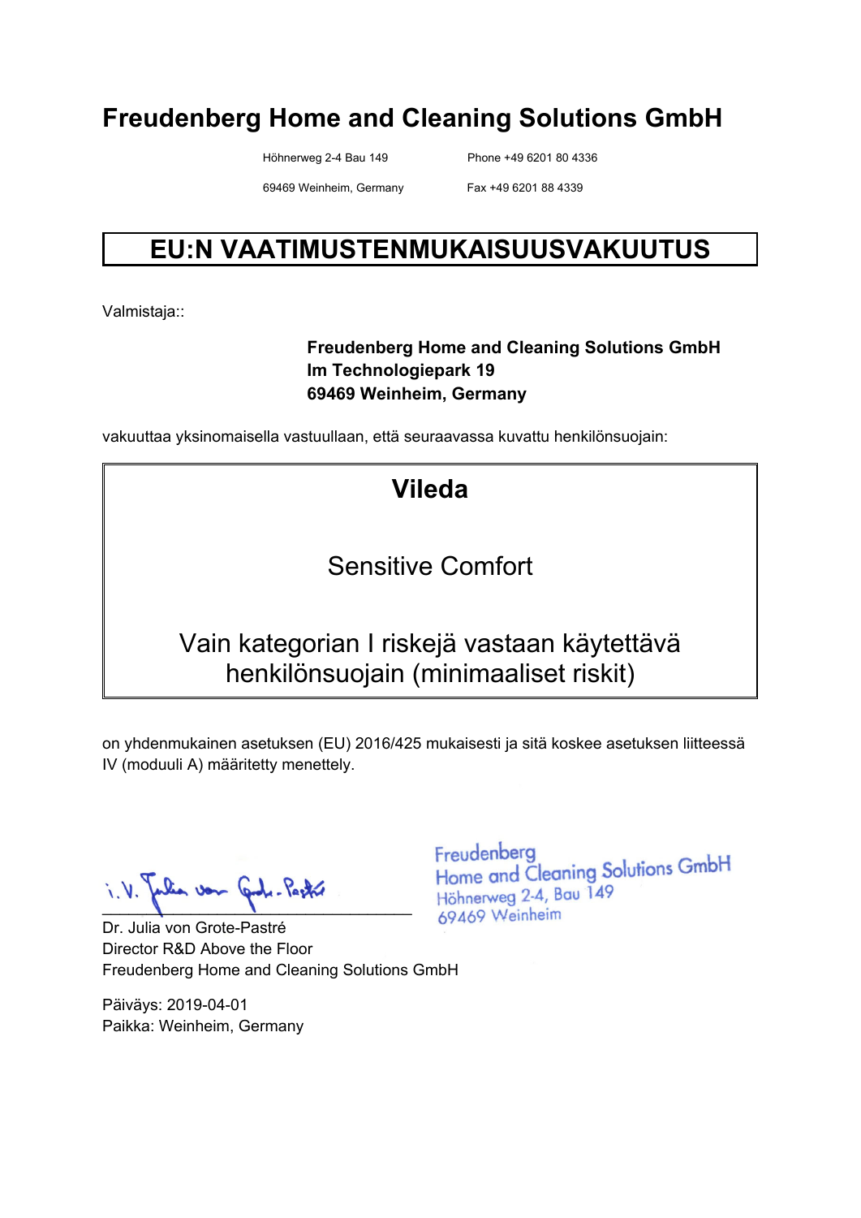# Freudenberg Home and Cleaning Solutions GmbH

Höhnerweg 2-4 Bau 149
69469 Weinheim, Germany

Phone +49 6201 80 4336
Fax +49 6201 88 4339

## EU:N VAATIMUSTENMUKAISUUSVAKUUTUS

Valmistaja::

**Freudenberg Home and Cleaning Solutions GmbH**
**Im Technologiepark 19**
**69469 Weinheim, Germany**

vakuuttaa yksinomaisella vastuullaan, että seuraavassa kuvattu henkilönsuojain:

**Vileda**

Sensitive Comfort

Vain kategorian I riskejä vastaan käytettävä henkilönsuojain (minimaaliset riskit)

on yhdenmukainen asetuksen (EU) 2016/425 mukaisesti ja sitä koskee asetuksen liitteessä IV (moduuli A) määritetty menettely.

i.V. Julia von Grote-Pastré

Freudenberg
Home and Cleaning Solutions GmbH
Höhnerweg 2-4, Bau 149
69469 Weinheim

Dr. Julia von Grote-Pastré
Director R&D Above the Floor
Freudenberg Home and Cleaning Solutions GmbH

Päiväys: 2019-04-01
Paikka: Weinheim, Germany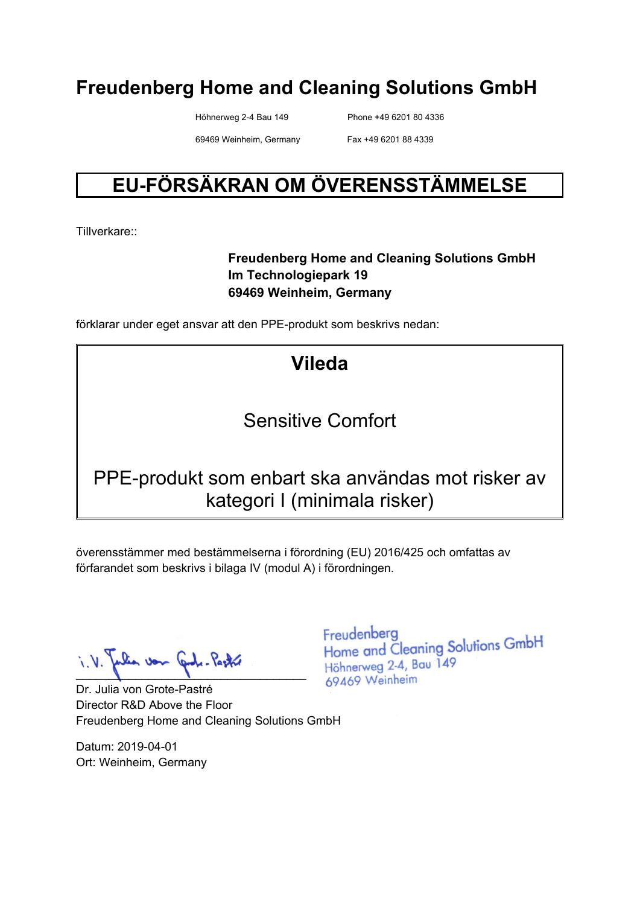# Freudenberg Home and Cleaning Solutions GmbH

Höhnerweg 2-4 Bau 149
69469 Weinheim, Germany

Phone +49 6201 80 4336
Fax +49 6201 88 4339

## EU-FÖRSÄKRAN OM ÖVERENSSTÄMMELSE

Tillverkare::

**Freudenberg Home and Cleaning Solutions GmbH**
**Im Technologiepark 19**
**69469 Weinheim, Germany**

förklarar under eget ansvar att den PPE-produkt som beskrivs nedan:

**Vileda**

Sensitive Comfort

PPE-produkt som enbart ska användas mot risker av kategori I (minimala risker)

överensstämmer med bestämmelserna i förordning (EU) 2016/425 och omfattas av förfarandet som beskrivs i bilaga IV (modul A) i förordningen.

i.V. Julia von Grote-Pastré

Freudenberg
Home and Cleaning Solutions GmbH
Höhnerweg 2-4, Bau 149
69469 Weinheim

Dr. Julia von Grote-Pastré
Director R&D Above the Floor
Freudenberg Home and Cleaning Solutions GmbH

Datum: 2019-04-01
Ort: Weinheim, Germany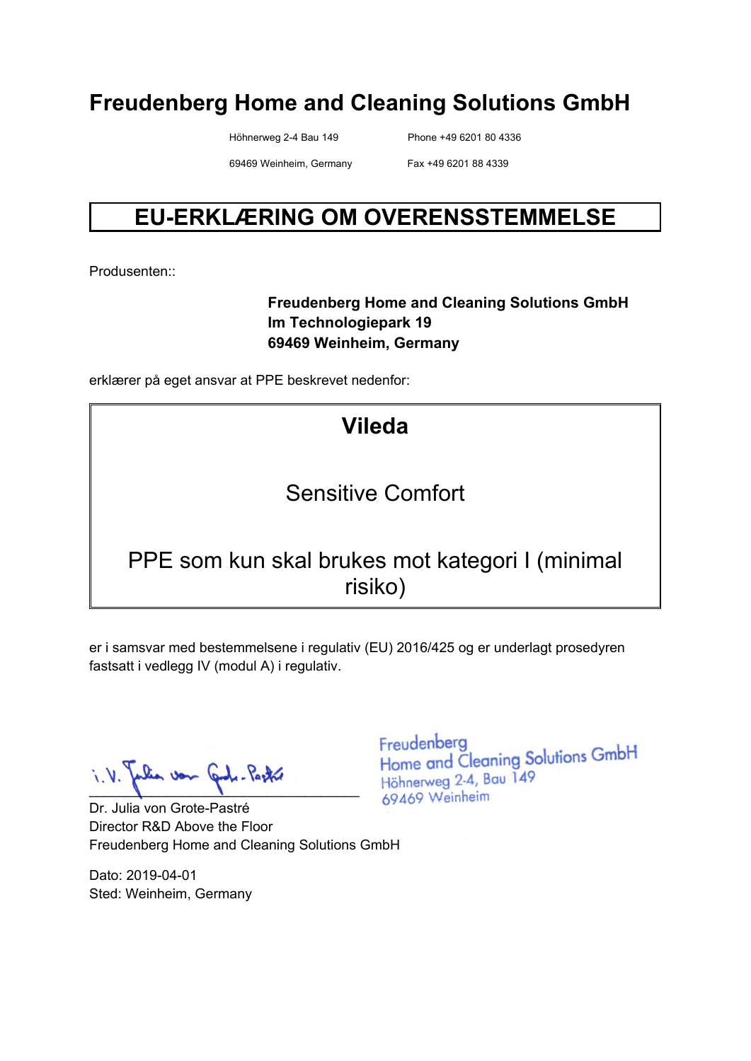# Freudenberg Home and Cleaning Solutions GmbH

Höhnerweg 2-4 Bau 149
69469 Weinheim, Germany

Phone +49 6201 80 4336
Fax +49 6201 88 4339

## EU-ERKLÆRING OM OVERENSSTEMMELSE

Produsenten::

**Freudenberg Home and Cleaning Solutions GmbH**
**Im Technologiepark 19**
**69469 Weinheim, Germany**

erklærer på eget ansvar at PPE beskrevet nedenfor:

**Vileda**

Sensitive Comfort

PPE som kun skal brukes mot kategori I (minimal risiko)

er i samsvar med bestemmelsene i regulativ (EU) 2016/425 og er underlagt prosedyren fastsatt i vedlegg IV (modul A) i regulativ.

i.V. Julia von Grote-Pastré

Freudenberg
Home and Cleaning Solutions GmbH
Höhnerweg 2-4, Bau 149
69469 Weinheim

Dr. Julia von Grote-Pastré
Director R&D Above the Floor
Freudenberg Home and Cleaning Solutions GmbH

Dato: 2019-04-01
Sted: Weinheim, Germany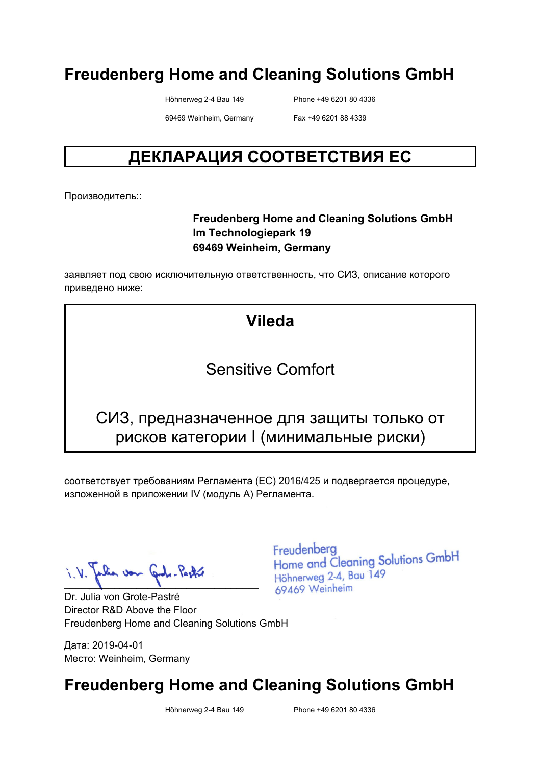# Freudenberg Home and Cleaning Solutions GmbH

Höhnerweg 2-4 Bau 149 Phone +49 6201 80 4336

69469 Weinheim, Germany Fax +49 6201 88 4339

## ДЕКЛАРАЦИЯ СООТВЕТСТВИЯ ЕС

Производитель::

**Freudenberg Home and Cleaning Solutions GmbH**
**Im Technologiepark 19**
**69469 Weinheim, Germany**

заявляет под свою исключительную ответственность, что СИЗ, описание которого приведено ниже:

**Vileda**

Sensitive Comfort

СИЗ, предназначенное для защиты только от рисков категории I (минимальные риски)

соответствует требованиям Регламента (ЕС) 2016/425 и подвергается процедуре, изложенной в приложении IV (модуль А) Регламента.

i.V. Julia von Grote-Pastré

Freudenberg
Home and Cleaning Solutions GmbH
Höhnerweg 2-4, Bau 149
69469 Weinheim

Dr. Julia von Grote-Pastré
Director R&D Above the Floor
Freudenberg Home and Cleaning Solutions GmbH

Дата: 2019-04-01
Место: Weinheim, Germany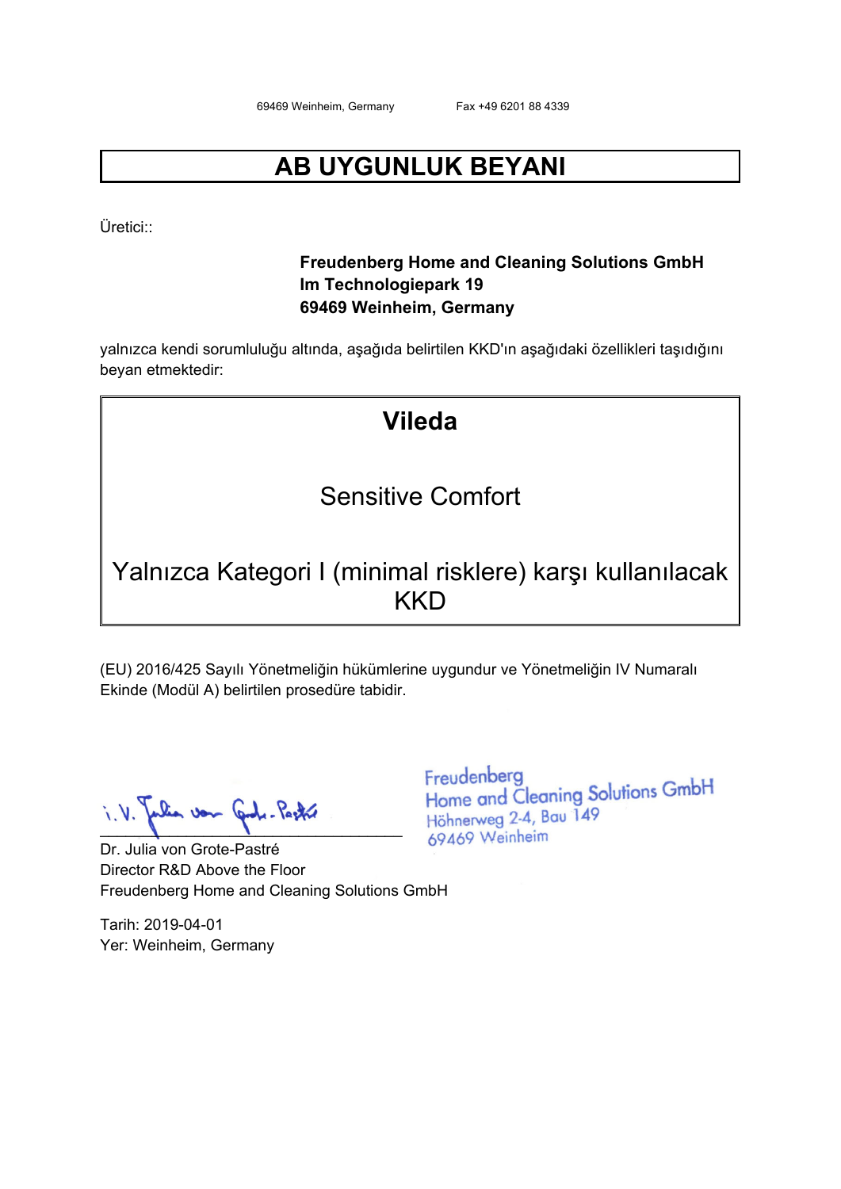69469 Weinheim, Germany Fax +49 6201 88 4339

# AB UYGUNLUK BEYANI

Üretici::

**Freudenberg Home and Cleaning Solutions GmbH**
**Im Technologiepark 19**
**69469 Weinheim, Germany**

yalnızca kendi sorumluluğu altında, aşağıda belirtilen KKD'ın aşağıdaki özellikleri taşıdığını beyan etmektedir:

**Vileda**

Sensitive Comfort

Yalnızca Kategori I (minimal risklere) karşı kullanılacak KKD

(EU) 2016/425 Sayılı Yönetmeliğin hükümlerine uygundur ve Yönetmeliğin IV Numaralı Ekinde (Modül A) belirtilen prosedüre tabidir.

i.V. Julia von Grote-Pastré

Freudenberg
Home and Cleaning Solutions GmbH
Höhnerweg 2-4, Bau 149
69469 Weinheim

Dr. Julia von Grote-Pastré
Director R&D Above the Floor
Freudenberg Home and Cleaning Solutions GmbH

Tarih: 2019-04-01
Yer: Weinheim, Germany